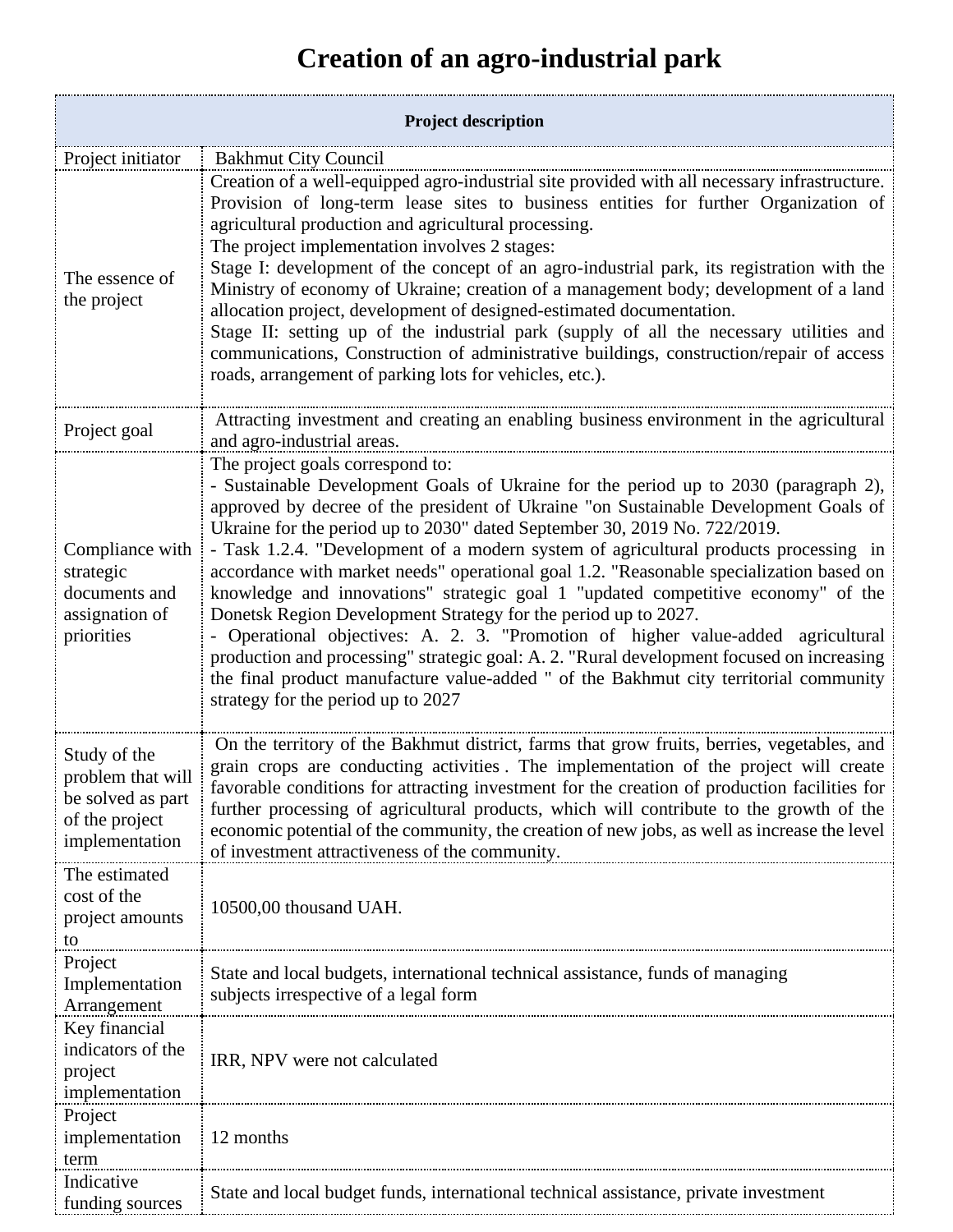# Creation of an agro-industrial park

| Project description | |
|---|---|
| Project initiator | Bakhmut City Council |
| The essence of the project | Creation of a well-equipped agro-industrial site provided with all necessary infrastructure. Provision of long-term lease sites to business entities for further Organization of agricultural production and agricultural processing.<br>The project implementation involves 2 stages:<br>Stage I: development of the concept of an agro-industrial park, its registration with the Ministry of economy of Ukraine; creation of a management body; development of a land allocation project, development of designed-estimated documentation.<br>Stage II: setting up of the industrial park (supply of all the necessary utilities and communications, Construction of administrative buildings, construction/repair of access roads, arrangement of parking lots for vehicles, etc.). |
| Project goal | Attracting investment and creating an enabling business environment in the agricultural and agro-industrial areas. |
| Compliance with strategic documents and assignation of priorities | The project goals correspond to:<br>- Sustainable Development Goals of Ukraine for the period up to 2030 (paragraph 2), approved by decree of the president of Ukraine "on Sustainable Development Goals of Ukraine for the period up to 2030" dated September 30, 2019 No. 722/2019.<br>- Task 1.2.4. "Development of a modern system of agricultural products processing in accordance with market needs" operational goal 1.2. "Reasonable specialization based on knowledge and innovations" strategic goal 1 "updated competitive economy" of the Donetsk Region Development Strategy for the period up to 2027.<br>- Operational objectives: A. 2. 3. "Promotion of higher value-added agricultural production and processing" strategic goal: A. 2. "Rural development focused on increasing the final product manufacture value-added " of the Bakhmut city territorial community strategy for the period up to 2027 |
| Study of the problem that will be solved as part of the project implementation | On the territory of the Bakhmut district, farms that grow fruits, berries, vegetables, and grain crops are conducting activities . The implementation of the project will create favorable conditions for attracting investment for the creation of production facilities for further processing of agricultural products, which will contribute to the growth of the economic potential of the community, the creation of new jobs, as well as increase the level of investment attractiveness of the community. |
| The estimated cost of the project amounts to | 10500,00 thousand UAH. |
| Project Implementation Arrangement | State and local budgets, international technical assistance, funds of managing subjects irrespective of a legal form |
| Key financial indicators of the project implementation | IRR, NPV were not calculated |
| Project implementation term | 12 months |
| Indicative funding sources | State and local budget funds, international technical assistance, private investment |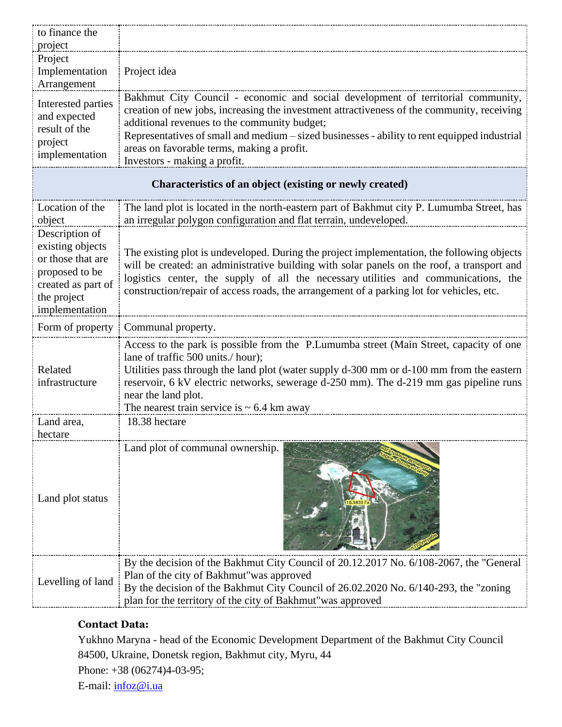| | |
|---|---|
| to finance the project | |
| Project Implementation Arrangement | Project idea |
| Interested parties and expected result of the project implementation | Bakhmut City Council - economic and social development of territorial community, creation of new jobs, increasing the investment attractiveness of the community, receiving additional revenues to the community budget;<br>Representatives of small and medium – sized businesses - ability to rent equipped industrial areas on favorable terms, making a profit.<br>Investors - making a profit. |
| **Characteristics of an object (existing or newly created)** | |
| Location of the object | The land plot is located in the north-eastern part of Bakhmut city P. Lumumba Street, has an irregular polygon configuration and flat terrain, undeveloped. |
| Description of existing objects or those that are proposed to be created as part of the project implementation | The existing plot is undeveloped. During the project implementation, the following objects will be created: an administrative building with solar panels on the roof, a transport and logistics center, the supply of all the necessary utilities and communications, the construction/repair of access roads, the arrangement of a parking lot for vehicles, etc. |
| Form of property | Communal property. |
| Related infrastructure | Access to the park is possible from the P.Lumumba street (Main Street, capacity of one lane of traffic 500 units./ hour);<br>Utilities pass through the land plot (water supply d-300 mm or d-100 mm from the eastern reservoir, 6 kV electric networks, sewerage d-250 mm). The d-219 mm gas pipeline runs near the land plot.<br>The nearest train service is ~ 6.4 km away |
| Land area, hectare | 18.38 hectare |
| Land plot status | Land plot of communal ownership. |
| Levelling of land | By the decision of the Bakhmut City Council of 20.12.2017 No. 6/108-2067, the "General Plan of the city of Bakhmut"was approved<br>By the decision of the Bakhmut City Council of 26.02.2020 No. 6/140-293, the "zoning plan for the territory of the city of Bakhmut"was approved |

**Contact Data:**

Yukhno Maryna - head of the Economic Development Department of the Bakhmut City Council
84500, Ukraine, Donetsk region, Bakhmut city, Myru, 44
Phone: +38 (06274)4-03-95;
E-mail: infoz@i.ua